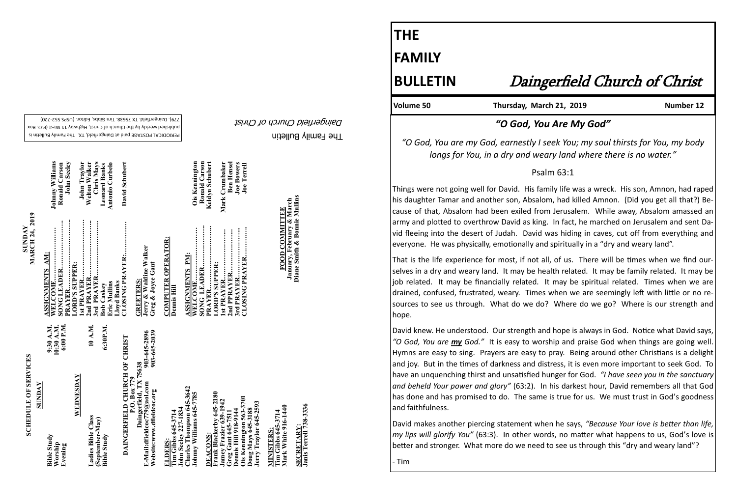# THE FAMILY BULLETIN

## Daingerfield Church of Christ

**Volume 50** | **Thursday, March 21, 2019** | **Number 12**

### *"O God, You Are My God"*

*"O God, You are my God, earnestly I seek You; my soul thirsts for You, my body longs for You, in a dry and weary land where there is no water."*

Psalm 63:1

Things were not going well for David. His family life was a wreck. His son, Amnon, had raped his daughter Tamar and another son, Absalom, had killed Amnon. (Did you get all that?) Because of that, Absalom had been exiled from Jerusalem. While away, Absalom amassed an army and plotted to overthrow David as king. In fact, he marched on Jerusalem and sent David fleeing into the desert of Judah. David was hiding in caves, cut off from everything and everyone. He was physically, emotionally and spiritually in a "dry and weary land".

That is the life experience for most, if not all, of us. There will be times when we find ourselves in a dry and weary land. It may be health related. It may be family related. It may be job related. It may be financially related. It may be spiritual related. Times when we are drained, confused, frustrated, weary. Times when we are seemingly left with little or no resources to see us through. What do we do? Where do we go? Where is our strength and hope.

David knew. He understood. Our strength and hope is always in God. Notice what David says, *"O God, You are **my** God."* It is easy to worship and praise God when things are going well. Hymns are easy to sing. Prayers are easy to pray. Being around other Christians is a delight and joy. But in the times of darkness and distress, it is even more important to seek God. To have an unquenching thirst and unsatisfied hunger for God. *"I have seen you in the sanctuary and beheld Your power and glory"* (63:2). In his darkest hour, David remembers all that God has done and has promised to do. The same is true for us. We must trust in God's goodness and faithfulness.

David makes another piercing statement when he says, *"Because Your love is better than life, my lips will glorify You"* (63:3). In other words, no matter what happens to us, God's love is better and stronger. What more do we need to see us through this "dry and weary land"?

- Tim

---

**SCHEDULE OF SERVICES**

**SUNDAY**

| | |
|---|---|
| Bible Study | 9:30 A.M. |
| Worship | 10:30 A.M. |
| Evening | 6:00 P.M. |

**WEDNESDAY**

| | |
|---|---|
| Ladies Bible Class (September-May) | 10 A.M. |
| Bible Study | 6:30P.M. |

**DAINGERFIELD CHURCH OF CHRIST**
**P.O. Box 779**
**Daingerfield, TX 75638**
**E-Mail:dfieldcoc779@aol.com 903-645-2896**
**Website:www.dfieldcoc.org 903-645-2039**

**ELDERS:**
Tim Gibbs 645-3714
John Seeley 227-1834
Charles Thompson 645-3642
Johnny Williams 645-7785

**DEACONS:**
Frank Blackerby 645-2180
Jamey Frazier 639-1942
Greg Gant 645-7511
Dennis Hill 918-9144
Ois Kennington 563-3701
Doug Mays 645-3188
Jerry Traylor 645-2593

**MINISTERS:**
Tim Gibbs 645-3714
Mark White 916-1440

**SECRETARY:**
Janis Terrell 738-3336

**SUNDAY MARCH 24, 2019**

**ASSIGNMENTS AM:**

| | |
|---|---|
| WELCOME | Johnny Williams |
| SONG LEADER | Ronald Carson |
| PRAYER | John Seeley |
| LORD'S SUPPER: | |
| 1st PRAYER | John Traylor |
| 2nd PRAYER | Welton Walker |
| 3rd PRAYER | Chris Mays |
| Bob Caskey | Leonard Banks |
| Eric Mullins | Antonio Curbelo |
| Lloyd Banks | |
| CLOSING PRAYER | David Schubert |

**GREETERS:**
Jerry & Waldine Walker
Greg & Joyce Gant

**COMPUTER OPERATOR:**
Dennis Hill

**ASSIGNMENTS PM:**

| | |
|---|---|
| WELCOME | Ois Kennington |
| SONG LEADER | Ronald Carson |
| PRAYER | Keldyn Schubert |
| LORD'S SUPPER: | |
| 1st PRAYER | Mark Crumbaker |
| 2nd PPRAYER | Ben Hensel |
| 3rd PRAYER | Joe Bowers |
| CLOSING PRAYER | Joe Terrell |

**FOOD COMMITTEE**
**January, February & March**
**Diane Smith & Bonnie Mullins**

PERIODICAL POSTAGE paid at Daingerfield, TX. The Family Bulletin is published weekly by the Church of Christ, Highway 11 West (P.O. Box 779). Daingerfield, TX 75638. Tim Gibbs, Editor. (USPS 552-720)

The Family Bulletin
*Daingerfield Church of Christ*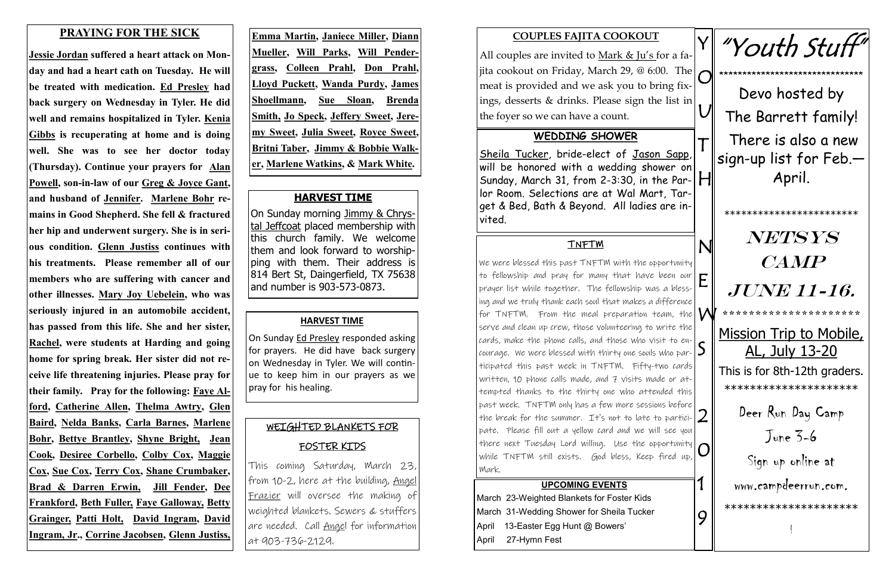## PRAYING FOR THE SICK

**Jessie Jordan suffered a heart attack on Monday and had a heart cath on Tuesday. He will be treated with medication. Ed Presley had back surgery on Wednesday in Tyler. He did well and remains hospitalized in Tyler. Kenia Gibbs is recuperating at home and is doing well. She was to see her doctor today (Thursday). Continue your prayers for Alan Powell, son-in-law of our Greg & Joyce Gant, and husband of Jennifer. Marlene Bohr remains in Good Shepherd. She fell & fractured her hip and underwent surgery. She is in serious condition. Glenn Justiss continues with his treatments. Please remember all of our members who are suffering with cancer and other illnesses. Mary Joy Uebelein, who was seriously injured in an automobile accident, has passed from this life. She and her sister, Rachel, were students at Harding and going home for spring break. Her sister did not receive life threatening injuries. Please pray for their family. Pray for the following: Faye Alford, Catherine Allen, Thelma Awtry, Glen Baird, Nelda Banks, Carla Barnes, Marlene Bohr, Bettye Brantley, Shyne Bright, Jean Cook, Desiree Corbello, Colby Cox, Maggie Cox, Sue Cox, Terry Cox, Shane Crumbaker, Brad & Darren Erwin, Jill Fender, Dee Frankford, Beth Fuller, Faye Galloway, Betty Grainger, Patti Holt, David Ingram, David Ingram, Jr., Corrine Jacobsen, Glenn Justiss, Emma Martin, Janiece Miller, Diann Mueller, Will Parks, Will Pendergrass, Colleen Prahl, Don Prahl, Lloyd Puckett, Wanda Purdy, James Shoellmann, Sue Sloan, Brenda Smith, Jo Speck, Jeffery Sweet, Jeremy Sweet, Julia Sweet, Royce Sweet, Britni Taber, Jimmy & Bobbie Walker, Marlene Watkins, & Mark White.**

## HARVEST TIME

On Sunday morning Jimmy & Chrystal Jeffcoat placed membership with this church family. We welcome them and look forward to worshipping with them. Their address is 814 Bert St, Daingerfield, TX 75638 and number is 903-573-0873.

## HARVEST TIME

On Sunday Ed Presley responded asking for prayers. He did have back surgery on Wednesday in Tyler. We will continue to keep him in our prayers as we pray for his healing.

## WEIGHTED BLANKETS FOR FOSTER KIDS

This coming Saturday, March 23, from 10-2, here at the building, Angel Frazier will oversee the making of weighted blankets. Sewers & stuffers are needed. Call Angel for information at 903-736-2129.

# YOUTH NEWS 2019

## COUPLES FAJITA COOKOUT

All couples are invited to Mark & Ju's for a fajita cookout on Friday, March 29, @ 6:00. The meat is provided and we ask you to bring fixings, desserts & drinks. Please sign the list in the foyer so we can have a count.

## WEDDING SHOWER

Sheila Tucker, bride-elect of Jason Sapp, will be honored with a wedding shower on Sunday, March 31, from 2-3:30, in the Parlor Room. Selections are at Wal Mart, Target & Bed, Bath & Beyond. All ladies are invited.

## TNFTM

We were blessed this past TNFTM with the opportunity to fellowship and pray for many that have been our prayer list while together. The fellowship was a blessing and we truly thank each soul that makes a difference for TNFTM. From the meal preparation team, the serve and clean up crew, those volunteering to write the cards, make the phone calls, and those who visit to encourage. We were blessed with thirty one souls who participated this past week in TNFTM. Fifty-two cards written, 10 phone calls made, and 7 visits made or attempted thanks to the thirty one who attended this past week. TNFTM only has a few more sessions before the break for the summer. It's not to late to participate. Please fill out a yellow card and we will see you there next Tuesday Lord willing. Use the opportunity while TNFTM still exists. God bless, Keep fired up, Mark.

## UPCOMING EVENTS

March 23-Weighted Blankets for Foster Kids
March 31-Wedding Shower for Sheila Tucker
April 13-Easter Egg Hunt @ Bowers'
April 27-Hymn Fest

## "Youth Stuff"

********************************

Devo hosted by The Barrett family!

There is also a new sign-up list for Feb.—April.

************************

**NETSYS CAMP**

**JUNE 11-16.**

*********************

Mission Trip to Mobile, AL, July 13-20

This is for 8th-12th graders.

*********************

Deer Run Day Camp

June 3-6

Sign up online at

www.campdeerrun.com.

*********************

!